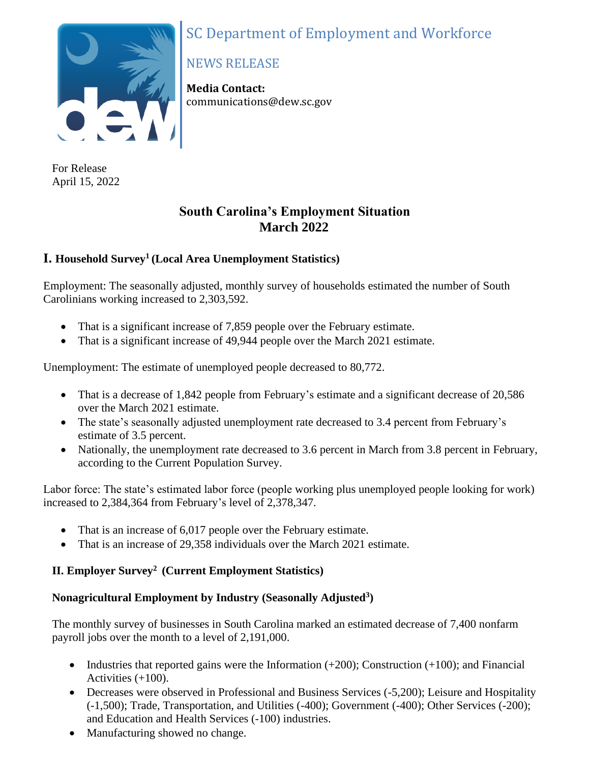SC Department of Employment and Workforce

NEWS RELEASE

**Media Contact:**
communications@dew.sc.gov

For Release
April 15, 2022

# South Carolina's Employment Situation
# March 2022

## I. Household Survey[1] (Local Area Unemployment Statistics)

Employment: The seasonally adjusted, monthly survey of households estimated the number of South Carolinians working increased to 2,303,592.

- That is a significant increase of 7,859 people over the February estimate.
- That is a significant increase of 49,944 people over the March 2021 estimate.

Unemployment: The estimate of unemployed people decreased to 80,772.

- That is a decrease of 1,842 people from February's estimate and a significant decrease of 20,586 over the March 2021 estimate.
- The state's seasonally adjusted unemployment rate decreased to 3.4 percent from February's estimate of 3.5 percent.
- Nationally, the unemployment rate decreased to 3.6 percent in March from 3.8 percent in February, according to the Current Population Survey.

Labor force: The state's estimated labor force (people working plus unemployed people looking for work) increased to 2,384,364 from February's level of 2,378,347.

- That is an increase of 6,017 people over the February estimate.
- That is an increase of 29,358 individuals over the March 2021 estimate.

## II. Employer Survey[2] (Current Employment Statistics)

### Nonagricultural Employment by Industry (Seasonally Adjusted[3])

The monthly survey of businesses in South Carolina marked an estimated decrease of 7,400 nonfarm payroll jobs over the month to a level of 2,191,000.

- Industries that reported gains were the Information (+200); Construction (+100); and Financial Activities (+100).
- Decreases were observed in Professional and Business Services (-5,200); Leisure and Hospitality (-1,500); Trade, Transportation, and Utilities (-400); Government (-400); Other Services (-200); and Education and Health Services (-100) industries.
- Manufacturing showed no change.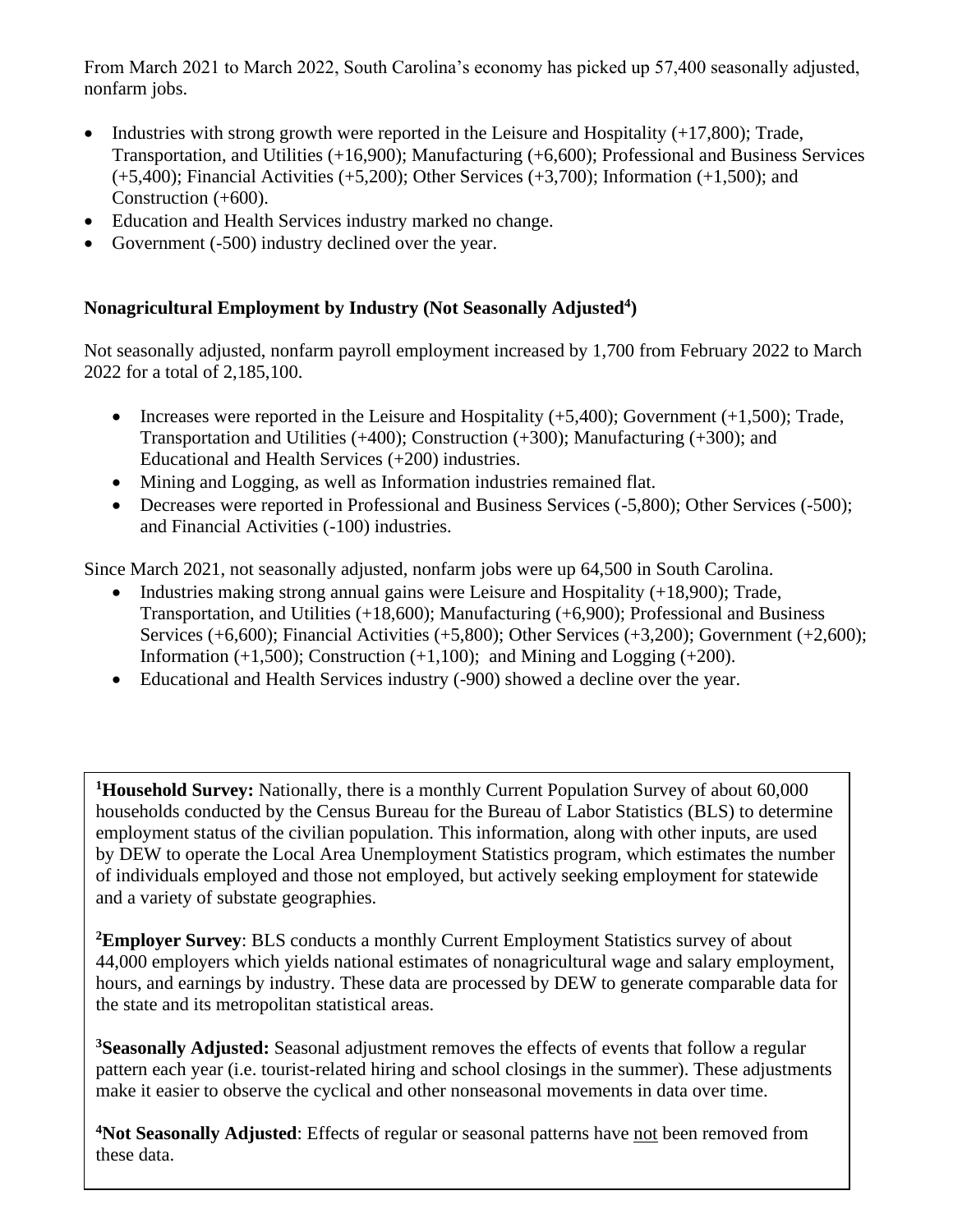From March 2021 to March 2022, South Carolina's economy has picked up 57,400 seasonally adjusted, nonfarm jobs.

- Industries with strong growth were reported in the Leisure and Hospitality (+17,800); Trade, Transportation, and Utilities (+16,900); Manufacturing (+6,600); Professional and Business Services (+5,400); Financial Activities (+5,200); Other Services (+3,700); Information (+1,500); and Construction (+600).
- Education and Health Services industry marked no change.
- Government (-500) industry declined over the year.

### Nonagricultural Employment by Industry (Not Seasonally Adjusted[4])

Not seasonally adjusted, nonfarm payroll employment increased by 1,700 from February 2022 to March 2022 for a total of 2,185,100.

- Increases were reported in the Leisure and Hospitality (+5,400); Government (+1,500); Trade, Transportation and Utilities (+400); Construction (+300); Manufacturing (+300); and Educational and Health Services (+200) industries.
- Mining and Logging, as well as Information industries remained flat.
- Decreases were reported in Professional and Business Services (-5,800); Other Services (-500); and Financial Activities (-100) industries.

Since March 2021, not seasonally adjusted, nonfarm jobs were up 64,500 in South Carolina.

- Industries making strong annual gains were Leisure and Hospitality (+18,900); Trade, Transportation, and Utilities (+18,600); Manufacturing (+6,900); Professional and Business Services (+6,600); Financial Activities (+5,800); Other Services (+3,200); Government (+2,600); Information (+1,500); Construction (+1,100); and Mining and Logging (+200).
- Educational and Health Services industry (-900) showed a decline over the year.

[1]**Household Survey:** Nationally, there is a monthly Current Population Survey of about 60,000 households conducted by the Census Bureau for the Bureau of Labor Statistics (BLS) to determine employment status of the civilian population. This information, along with other inputs, are used by DEW to operate the Local Area Unemployment Statistics program, which estimates the number of individuals employed and those not employed, but actively seeking employment for statewide and a variety of substate geographies.

[2]**Employer Survey**: BLS conducts a monthly Current Employment Statistics survey of about 44,000 employers which yields national estimates of nonagricultural wage and salary employment, hours, and earnings by industry. These data are processed by DEW to generate comparable data for the state and its metropolitan statistical areas.

[3]**Seasonally Adjusted:** Seasonal adjustment removes the effects of events that follow a regular pattern each year (i.e. tourist-related hiring and school closings in the summer). These adjustments make it easier to observe the cyclical and other nonseasonal movements in data over time.

[4]**Not Seasonally Adjusted**: Effects of regular or seasonal patterns have not been removed from these data.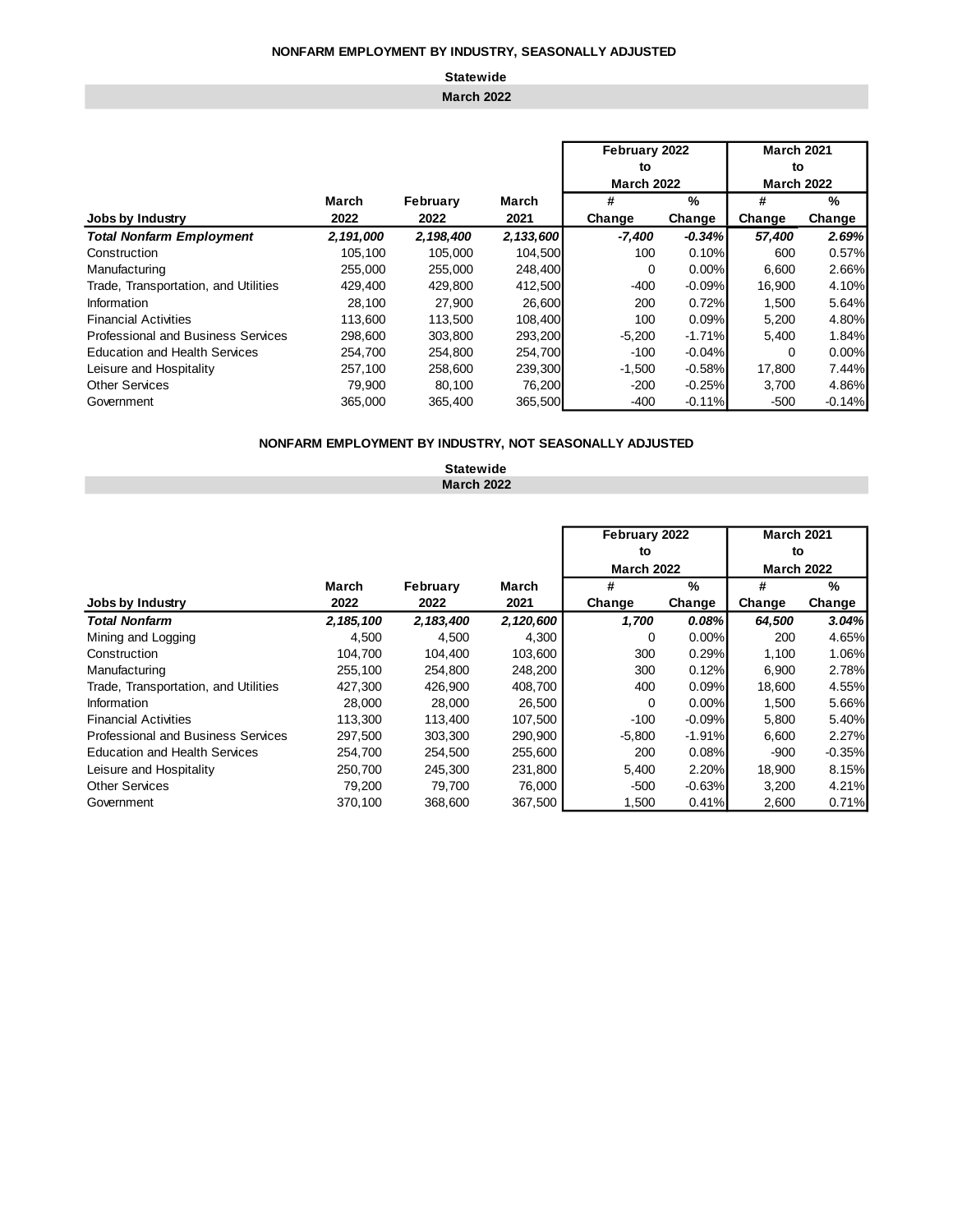## NONFARM EMPLOYMENT BY INDUSTRY, SEASONALLY ADJUSTED

**Statewide**

**March 2022**

| | | | | February 2022 to March 2022 | | March 2021 to March 2022 | |
|---|---|---|---|---|---|---|---|
| **Jobs by Industry** | **March 2022** | **February 2022** | **March 2021** | **# Change** | **% Change** | **# Change** | **% Change** |
| ***Total Nonfarm Employment*** | ***2,191,000*** | ***2,198,400*** | ***2,133,600*** | ***-7,400*** | ***-0.34%*** | ***57,400*** | ***2.69%*** |
| Construction | 105,100 | 105,000 | 104,500 | 100 | 0.10% | 600 | 0.57% |
| Manufacturing | 255,000 | 255,000 | 248,400 | 0 | 0.00% | 6,600 | 2.66% |
| Trade, Transportation, and Utilities | 429,400 | 429,800 | 412,500 | -400 | -0.09% | 16,900 | 4.10% |
| Information | 28,100 | 27,900 | 26,600 | 200 | 0.72% | 1,500 | 5.64% |
| Financial Activities | 113,600 | 113,500 | 108,400 | 100 | 0.09% | 5,200 | 4.80% |
| Professional and Business Services | 298,600 | 303,800 | 293,200 | -5,200 | -1.71% | 5,400 | 1.84% |
| Education and Health Services | 254,700 | 254,800 | 254,700 | -100 | -0.04% | 0 | 0.00% |
| Leisure and Hospitality | 257,100 | 258,600 | 239,300 | -1,500 | -0.58% | 17,800 | 7.44% |
| Other Services | 79,900 | 80,100 | 76,200 | -200 | -0.25% | 3,700 | 4.86% |
| Government | 365,000 | 365,400 | 365,500 | -400 | -0.11% | -500 | -0.14% |

## NONFARM EMPLOYMENT BY INDUSTRY, NOT SEASONALLY ADJUSTED

**Statewide**

**March 2022**

| | | | | February 2022 to March 2022 | | March 2021 to March 2022 | |
|---|---|---|---|---|---|---|---|
| **Jobs by Industry** | **March 2022** | **February 2022** | **March 2021** | **# Change** | **% Change** | **# Change** | **% Change** |
| ***Total Nonfarm*** | ***2,185,100*** | ***2,183,400*** | ***2,120,600*** | ***1,700*** | ***0.08%*** | ***64,500*** | ***3.04%*** |
| Mining and Logging | 4,500 | 4,500 | 4,300 | 0 | 0.00% | 200 | 4.65% |
| Construction | 104,700 | 104,400 | 103,600 | 300 | 0.29% | 1,100 | 1.06% |
| Manufacturing | 255,100 | 254,800 | 248,200 | 300 | 0.12% | 6,900 | 2.78% |
| Trade, Transportation, and Utilities | 427,300 | 426,900 | 408,700 | 400 | 0.09% | 18,600 | 4.55% |
| Information | 28,000 | 28,000 | 26,500 | 0 | 0.00% | 1,500 | 5.66% |
| Financial Activities | 113,300 | 113,400 | 107,500 | -100 | -0.09% | 5,800 | 5.40% |
| Professional and Business Services | 297,500 | 303,300 | 290,900 | -5,800 | -1.91% | 6,600 | 2.27% |
| Education and Health Services | 254,700 | 254,500 | 255,600 | 200 | 0.08% | -900 | -0.35% |
| Leisure and Hospitality | 250,700 | 245,300 | 231,800 | 5,400 | 2.20% | 18,900 | 8.15% |
| Other Services | 79,200 | 79,700 | 76,000 | -500 | -0.63% | 3,200 | 4.21% |
| Government | 370,100 | 368,600 | 367,500 | 1,500 | 0.41% | 2,600 | 0.71% |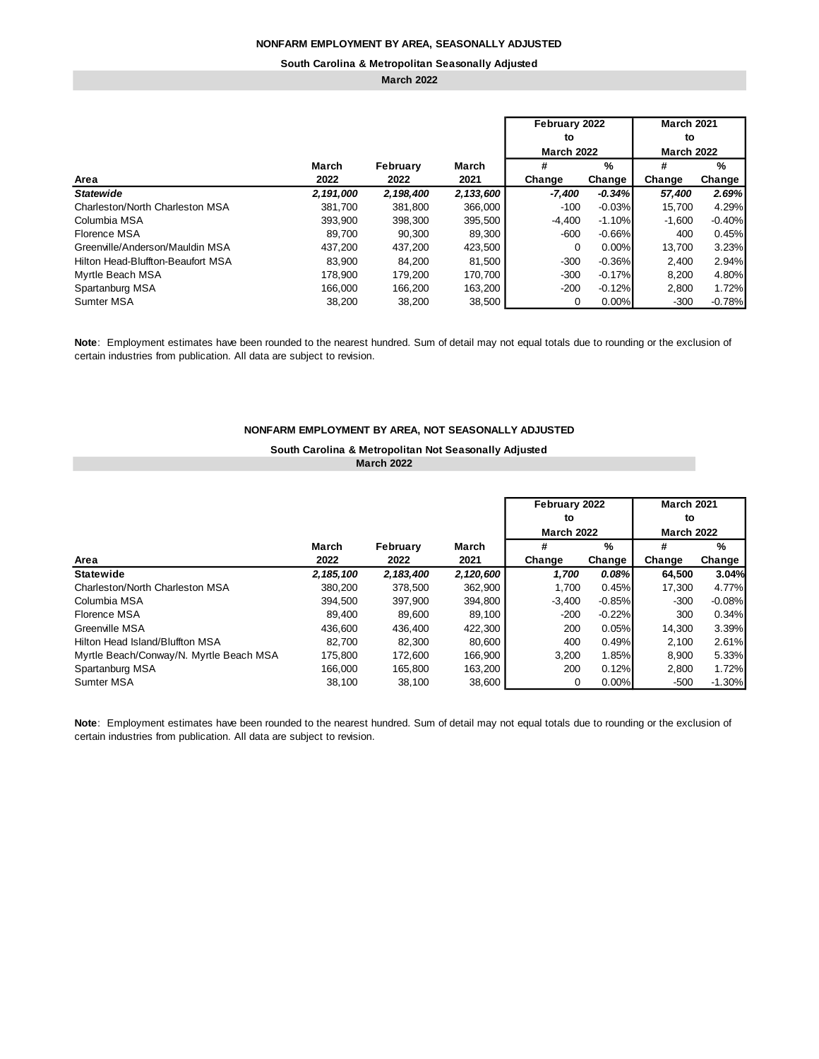# NONFARM EMPLOYMENT BY AREA, SEASONALLY ADJUSTED

## South Carolina & Metropolitan Seasonally Adjusted

### March 2022

| Area | March 2022 | February 2022 | March 2021 | February 2022 to March 2022 # Change | February 2022 to March 2022 % Change | March 2021 to March 2022 # Change | March 2021 to March 2022 % Change |
|---|---|---|---|---|---|---|---|
| ***Statewide*** | ***2,191,000*** | ***2,198,400*** | ***2,133,600*** | ***-7,400*** | ***-0.34%*** | ***57,400*** | ***2.69%*** |
| Charleston/North Charleston MSA | 381,700 | 381,800 | 366,000 | -100 | -0.03% | 15,700 | 4.29% |
| Columbia MSA | 393,900 | 398,300 | 395,500 | -4,400 | -1.10% | -1,600 | -0.40% |
| Florence MSA | 89,700 | 90,300 | 89,300 | -600 | -0.66% | 400 | 0.45% |
| Greenville/Anderson/Mauldin MSA | 437,200 | 437,200 | 423,500 | 0 | 0.00% | 13,700 | 3.23% |
| Hilton Head-Bluffton-Beaufort MSA | 83,900 | 84,200 | 81,500 | -300 | -0.36% | 2,400 | 2.94% |
| Myrtle Beach MSA | 178,900 | 179,200 | 170,700 | -300 | -0.17% | 8,200 | 4.80% |
| Spartanburg MSA | 166,000 | 166,200 | 163,200 | -200 | -0.12% | 2,800 | 1.72% |
| Sumter MSA | 38,200 | 38,200 | 38,500 | 0 | 0.00% | -300 | -0.78% |

**Note**: Employment estimates have been rounded to the nearest hundred. Sum of detail may not equal totals due to rounding or the exclusion of certain industries from publication. All data are subject to revision.

# NONFARM EMPLOYMENT BY AREA, NOT SEASONALLY ADJUSTED

## South Carolina & Metropolitan Not Seasonally Adjusted

### March 2022

| Area | March 2022 | February 2022 | March 2021 | February 2022 to March 2022 # Change | February 2022 to March 2022 % Change | March 2021 to March 2022 # Change | March 2021 to March 2022 % Change |
|---|---|---|---|---|---|---|---|
| **Statewide** | ***2,185,100*** | ***2,183,400*** | ***2,120,600*** | ***1,700*** | ***0.08%*** | **64,500** | **3.04%** |
| Charleston/North Charleston MSA | 380,200 | 378,500 | 362,900 | 1,700 | 0.45% | 17,300 | 4.77% |
| Columbia MSA | 394,500 | 397,900 | 394,800 | -3,400 | -0.85% | -300 | -0.08% |
| Florence MSA | 89,400 | 89,600 | 89,100 | -200 | -0.22% | 300 | 0.34% |
| Greenville MSA | 436,600 | 436,400 | 422,300 | 200 | 0.05% | 14,300 | 3.39% |
| Hilton Head Island/Bluffton MSA | 82,700 | 82,300 | 80,600 | 400 | 0.49% | 2,100 | 2.61% |
| Myrtle Beach/Conway/N. Myrtle Beach MSA | 175,800 | 172,600 | 166,900 | 3,200 | 1.85% | 8,900 | 5.33% |
| Spartanburg MSA | 166,000 | 165,800 | 163,200 | 200 | 0.12% | 2,800 | 1.72% |
| Sumter MSA | 38,100 | 38,100 | 38,600 | 0 | 0.00% | -500 | -1.30% |

**Note**: Employment estimates have been rounded to the nearest hundred. Sum of detail may not equal totals due to rounding or the exclusion of certain industries from publication. All data are subject to revision.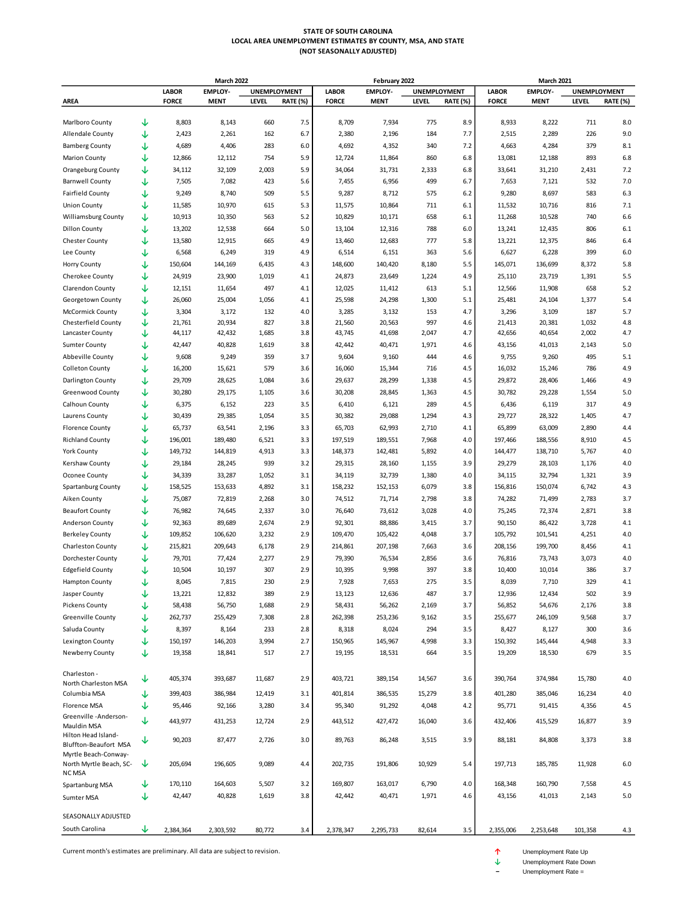**STATE OF SOUTH CAROLINA**
**LOCAL AREA UNEMPLOYMENT ESTIMATES BY COUNTY, MSA, AND STATE**
**(NOT SEASONALLY ADJUSTED)**

| | | March 2022 | | | | February 2022 | | | | March 2021 | | | |
|---|---|---|---|---|---|---|---|---|---|---|---|---|---|
| | | LABOR | EMPLOY- | UNEMPLOYMENT | | LABOR | EMPLOY- | UNEMPLOYMENT | | LABOR | EMPLOY- | UNEMPLOYMENT | |
| AREA | | FORCE | MENT | LEVEL | RATE (%) | FORCE | MENT | LEVEL | RATE (%) | FORCE | MENT | LEVEL | RATE (%) |
| Marlboro County | ↓ | 8,803 | 8,143 | 660 | 7.5 | 8,709 | 7,934 | 775 | 8.9 | 8,933 | 8,222 | 711 | 8.0 |
| Allendale County | ↓ | 2,423 | 2,261 | 162 | 6.7 | 2,380 | 2,196 | 184 | 7.7 | 2,515 | 2,289 | 226 | 9.0 |
| Bamberg County | ↓ | 4,689 | 4,406 | 283 | 6.0 | 4,692 | 4,352 | 340 | 7.2 | 4,663 | 4,284 | 379 | 8.1 |
| Marion County | ↓ | 12,866 | 12,112 | 754 | 5.9 | 12,724 | 11,864 | 860 | 6.8 | 13,081 | 12,188 | 893 | 6.8 |
| Orangeburg County | ↓ | 34,112 | 32,109 | 2,003 | 5.9 | 34,064 | 31,731 | 2,333 | 6.8 | 33,641 | 31,210 | 2,431 | 7.2 |
| Barnwell County | ↓ | 7,505 | 7,082 | 423 | 5.6 | 7,455 | 6,956 | 499 | 6.7 | 7,653 | 7,121 | 532 | 7.0 |
| Fairfield County | ↓ | 9,249 | 8,740 | 509 | 5.5 | 9,287 | 8,712 | 575 | 6.2 | 9,280 | 8,697 | 583 | 6.3 |
| Union County | ↓ | 11,585 | 10,970 | 615 | 5.3 | 11,575 | 10,864 | 711 | 6.1 | 11,532 | 10,716 | 816 | 7.1 |
| Williamsburg County | ↓ | 10,913 | 10,350 | 563 | 5.2 | 10,829 | 10,171 | 658 | 6.1 | 11,268 | 10,528 | 740 | 6.6 |
| Dillon County | ↓ | 13,202 | 12,538 | 664 | 5.0 | 13,104 | 12,316 | 788 | 6.0 | 13,241 | 12,435 | 806 | 6.1 |
| Chester County | ↓ | 13,580 | 12,915 | 665 | 4.9 | 13,460 | 12,683 | 777 | 5.8 | 13,221 | 12,375 | 846 | 6.4 |
| Lee County | ↓ | 6,568 | 6,249 | 319 | 4.9 | 6,514 | 6,151 | 363 | 5.6 | 6,627 | 6,228 | 399 | 6.0 |
| Horry County | ↓ | 150,604 | 144,169 | 6,435 | 4.3 | 148,600 | 140,420 | 8,180 | 5.5 | 145,071 | 136,699 | 8,372 | 5.8 |
| Cherokee County | ↓ | 24,919 | 23,900 | 1,019 | 4.1 | 24,873 | 23,649 | 1,224 | 4.9 | 25,110 | 23,719 | 1,391 | 5.5 |
| Clarendon County | ↓ | 12,151 | 11,654 | 497 | 4.1 | 12,025 | 11,412 | 613 | 5.1 | 12,566 | 11,908 | 658 | 5.2 |
| Georgetown County | ↓ | 26,060 | 25,004 | 1,056 | 4.1 | 25,598 | 24,298 | 1,300 | 5.1 | 25,481 | 24,104 | 1,377 | 5.4 |
| McCormick County | ↓ | 3,304 | 3,172 | 132 | 4.0 | 3,285 | 3,132 | 153 | 4.7 | 3,296 | 3,109 | 187 | 5.7 |
| Chesterfield County | ↓ | 21,761 | 20,934 | 827 | 3.8 | 21,560 | 20,563 | 997 | 4.6 | 21,413 | 20,381 | 1,032 | 4.8 |
| Lancaster County | ↓ | 44,117 | 42,432 | 1,685 | 3.8 | 43,745 | 41,698 | 2,047 | 4.7 | 42,656 | 40,654 | 2,002 | 4.7 |
| Sumter County | ↓ | 42,447 | 40,828 | 1,619 | 3.8 | 42,442 | 40,471 | 1,971 | 4.6 | 43,156 | 41,013 | 2,143 | 5.0 |
| Abbeville County | ↓ | 9,608 | 9,249 | 359 | 3.7 | 9,604 | 9,160 | 444 | 4.6 | 9,755 | 9,260 | 495 | 5.1 |
| Colleton County | ↓ | 16,200 | 15,621 | 579 | 3.6 | 16,060 | 15,344 | 716 | 4.5 | 16,032 | 15,246 | 786 | 4.9 |
| Darlington County | ↓ | 29,709 | 28,625 | 1,084 | 3.6 | 29,637 | 28,299 | 1,338 | 4.5 | 29,872 | 28,406 | 1,466 | 4.9 |
| Greenwood County | ↓ | 30,280 | 29,175 | 1,105 | 3.6 | 30,208 | 28,845 | 1,363 | 4.5 | 30,782 | 29,228 | 1,554 | 5.0 |
| Calhoun County | ↓ | 6,375 | 6,152 | 223 | 3.5 | 6,410 | 6,121 | 289 | 4.5 | 6,436 | 6,119 | 317 | 4.9 |
| Laurens County | ↓ | 30,439 | 29,385 | 1,054 | 3.5 | 30,382 | 29,088 | 1,294 | 4.3 | 29,727 | 28,322 | 1,405 | 4.7 |
| Florence County | ↓ | 65,737 | 63,541 | 2,196 | 3.3 | 65,703 | 62,993 | 2,710 | 4.1 | 65,899 | 63,009 | 2,890 | 4.4 |
| Richland County | ↓ | 196,001 | 189,480 | 6,521 | 3.3 | 197,519 | 189,551 | 7,968 | 4.0 | 197,466 | 188,556 | 8,910 | 4.5 |
| York County | ↓ | 149,732 | 144,819 | 4,913 | 3.3 | 148,373 | 142,481 | 5,892 | 4.0 | 144,477 | 138,710 | 5,767 | 4.0 |
| Kershaw County | ↓ | 29,184 | 28,245 | 939 | 3.2 | 29,315 | 28,160 | 1,155 | 3.9 | 29,279 | 28,103 | 1,176 | 4.0 |
| Oconee County | ↓ | 34,339 | 33,287 | 1,052 | 3.1 | 34,119 | 32,739 | 1,380 | 4.0 | 34,115 | 32,794 | 1,321 | 3.9 |
| Spartanburg County | ↓ | 158,525 | 153,633 | 4,892 | 3.1 | 158,232 | 152,153 | 6,079 | 3.8 | 156,816 | 150,074 | 6,742 | 4.3 |
| Aiken County | ↓ | 75,087 | 72,819 | 2,268 | 3.0 | 74,512 | 71,714 | 2,798 | 3.8 | 74,282 | 71,499 | 2,783 | 3.7 |
| Beaufort County | ↓ | 76,982 | 74,645 | 2,337 | 3.0 | 76,640 | 73,612 | 3,028 | 4.0 | 75,245 | 72,374 | 2,871 | 3.8 |
| Anderson County | ↓ | 92,363 | 89,689 | 2,674 | 2.9 | 92,301 | 88,886 | 3,415 | 3.7 | 90,150 | 86,422 | 3,728 | 4.1 |
| Berkeley County | ↓ | 109,852 | 106,620 | 3,232 | 2.9 | 109,470 | 105,422 | 4,048 | 3.7 | 105,792 | 101,541 | 4,251 | 4.0 |
| Charleston County | ↓ | 215,821 | 209,643 | 6,178 | 2.9 | 214,861 | 207,198 | 7,663 | 3.6 | 208,156 | 199,700 | 8,456 | 4.1 |
| Dorchester County | ↓ | 79,701 | 77,424 | 2,277 | 2.9 | 79,390 | 76,534 | 2,856 | 3.6 | 76,816 | 73,743 | 3,073 | 4.0 |
| Edgefield County | ↓ | 10,504 | 10,197 | 307 | 2.9 | 10,395 | 9,998 | 397 | 3.8 | 10,400 | 10,014 | 386 | 3.7 |
| Hampton County | ↓ | 8,045 | 7,815 | 230 | 2.9 | 7,928 | 7,653 | 275 | 3.5 | 8,039 | 7,710 | 329 | 4.1 |
| Jasper County | ↓ | 13,221 | 12,832 | 389 | 2.9 | 13,123 | 12,636 | 487 | 3.7 | 12,936 | 12,434 | 502 | 3.9 |
| Pickens County | ↓ | 58,438 | 56,750 | 1,688 | 2.9 | 58,431 | 56,262 | 2,169 | 3.7 | 56,852 | 54,676 | 2,176 | 3.8 |
| Greenville County | ↓ | 262,737 | 255,429 | 7,308 | 2.8 | 262,398 | 253,236 | 9,162 | 3.5 | 255,677 | 246,109 | 9,568 | 3.7 |
| Saluda County | ↓ | 8,397 | 8,164 | 233 | 2.8 | 8,318 | 8,024 | 294 | 3.5 | 8,427 | 8,127 | 300 | 3.6 |
| Lexington County | ↓ | 150,197 | 146,203 | 3,994 | 2.7 | 150,965 | 145,967 | 4,998 | 3.3 | 150,392 | 145,444 | 4,948 | 3.3 |
| Newberry County | ↓ | 19,358 | 18,841 | 517 | 2.7 | 19,195 | 18,531 | 664 | 3.5 | 19,209 | 18,530 | 679 | 3.5 |
| Charleston - North Charleston MSA | ↓ | 405,374 | 393,687 | 11,687 | 2.9 | 403,721 | 389,154 | 14,567 | 3.6 | 390,764 | 374,984 | 15,780 | 4.0 |
| Columbia MSA | ↓ | 399,403 | 386,984 | 12,419 | 3.1 | 401,814 | 386,535 | 15,279 | 3.8 | 401,280 | 385,046 | 16,234 | 4.0 |
| Florence MSA | ↓ | 95,446 | 92,166 | 3,280 | 3.4 | 95,340 | 91,292 | 4,048 | 4.2 | 95,771 | 91,415 | 4,356 | 4.5 |
| Greenville -Anderson-Mauldin MSA | ↓ | 443,977 | 431,253 | 12,724 | 2.9 | 443,512 | 427,472 | 16,040 | 3.6 | 432,406 | 415,529 | 16,877 | 3.9 |
| Hilton Head Island-Bluffton-Beaufort MSA | ↓ | 90,203 | 87,477 | 2,726 | 3.0 | 89,763 | 86,248 | 3,515 | 3.9 | 88,181 | 84,808 | 3,373 | 3.8 |
| Myrtle Beach-Conway-North Myrtle Beach, SC-NC MSA | ↓ | 205,694 | 196,605 | 9,089 | 4.4 | 202,735 | 191,806 | 10,929 | 5.4 | 197,713 | 185,785 | 11,928 | 6.0 |
| Spartanburg MSA | ↓ | 170,110 | 164,603 | 5,507 | 3.2 | 169,807 | 163,017 | 6,790 | 4.0 | 168,348 | 160,790 | 7,558 | 4.5 |
| Sumter MSA | ↓ | 42,447 | 40,828 | 1,619 | 3.8 | 42,442 | 40,471 | 1,971 | 4.6 | 43,156 | 41,013 | 2,143 | 5.0 |
| SEASONALLY ADJUSTED | | | | | | | | | | | | | |
| South Carolina | ↓ | 2,384,364 | 2,303,592 | 80,772 | 3.4 | 2,378,347 | 2,295,733 | 82,614 | 3.5 | 2,355,006 | 2,253,648 | 101,358 | 4.3 |

Current month's estimates are preliminary. All data are subject to revision.

↑ Unemployment Rate Up
↓ Unemployment Rate Down
– Unemployment Rate =